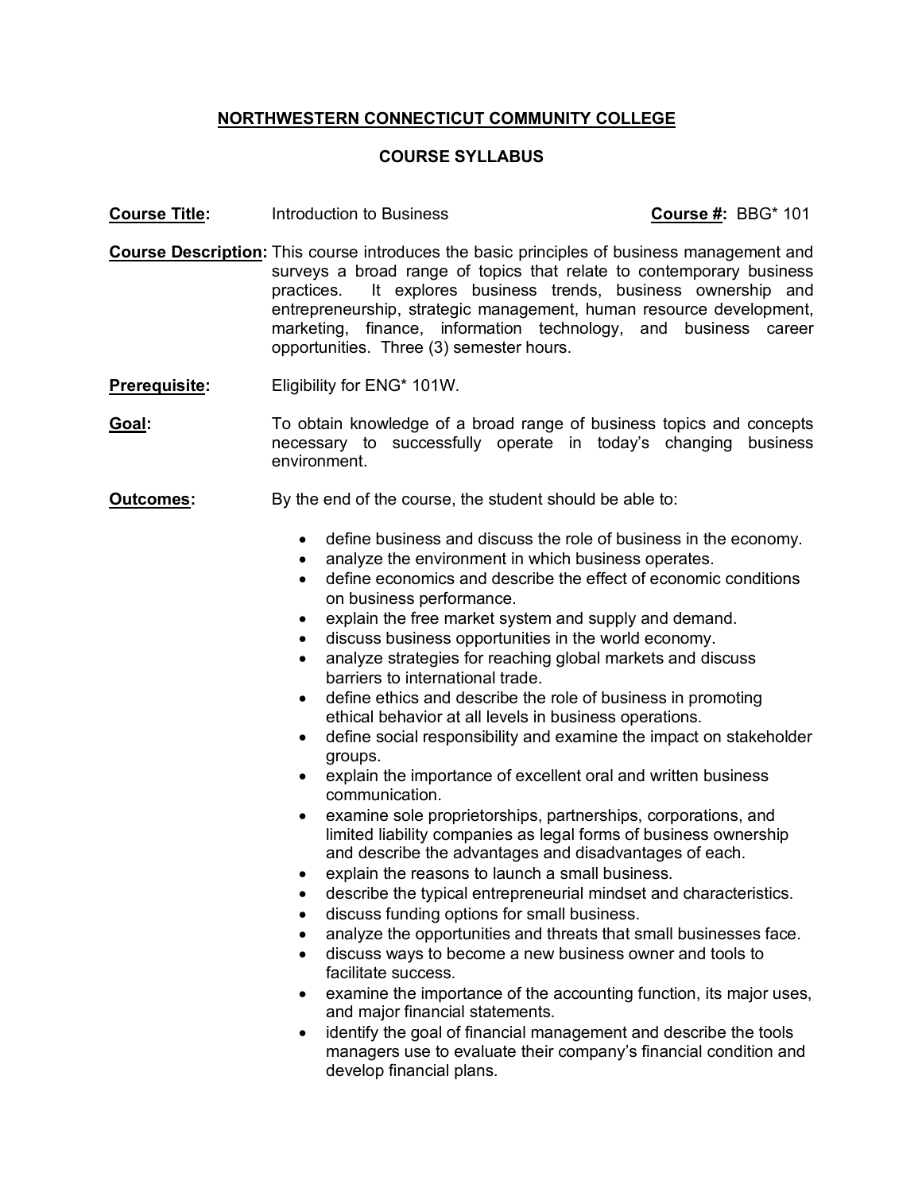# NORTHWESTERN CONNECTICUT COMMUNITY COLLEGE

## COURSE SYLLABUS

**Course Title:** Introduction to Business **Course #:** BBG* 101

**Course Description:** This course introduces the basic principles of business management and surveys a broad range of topics that relate to contemporary business practices. It explores business trends, business ownership and entrepreneurship, strategic management, human resource development, marketing, finance, information technology, and business career opportunities. Three (3) semester hours.

**Prerequisite:** Eligibility for ENG* 101W.

**Goal:** To obtain knowledge of a broad range of business topics and concepts necessary to successfully operate in today's changing business environment.

**Outcomes:** By the end of the course, the student should be able to:

- define business and discuss the role of business in the economy.
- analyze the environment in which business operates.
- define economics and describe the effect of economic conditions on business performance.
- explain the free market system and supply and demand.
- discuss business opportunities in the world economy.
- analyze strategies for reaching global markets and discuss barriers to international trade.
- define ethics and describe the role of business in promoting ethical behavior at all levels in business operations.
- define social responsibility and examine the impact on stakeholder groups.
- explain the importance of excellent oral and written business communication.
- examine sole proprietorships, partnerships, corporations, and limited liability companies as legal forms of business ownership and describe the advantages and disadvantages of each.
- explain the reasons to launch a small business.
- describe the typical entrepreneurial mindset and characteristics.
- discuss funding options for small business.
- analyze the opportunities and threats that small businesses face.
- discuss ways to become a new business owner and tools to facilitate success.
- examine the importance of the accounting function, its major uses, and major financial statements.
- identify the goal of financial management and describe the tools managers use to evaluate their company's financial condition and develop financial plans.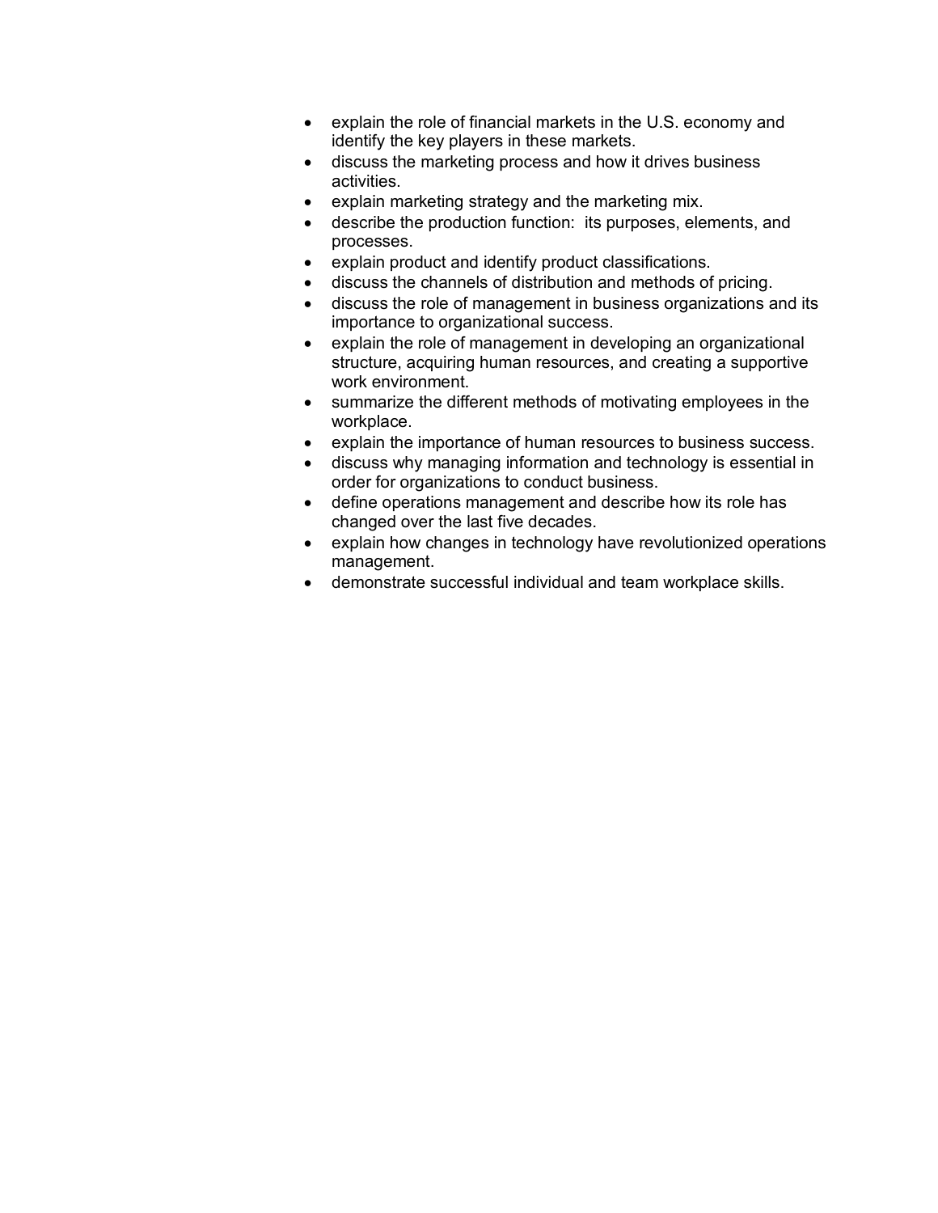- explain the role of financial markets in the U.S. economy and identify the key players in these markets.
- discuss the marketing process and how it drives business activities.
- explain marketing strategy and the marketing mix.
- describe the production function: its purposes, elements, and processes.
- explain product and identify product classifications.
- discuss the channels of distribution and methods of pricing.
- discuss the role of management in business organizations and its importance to organizational success.
- explain the role of management in developing an organizational structure, acquiring human resources, and creating a supportive work environment.
- summarize the different methods of motivating employees in the workplace.
- explain the importance of human resources to business success.
- discuss why managing information and technology is essential in order for organizations to conduct business.
- define operations management and describe how its role has changed over the last five decades.
- explain how changes in technology have revolutionized operations management.
- demonstrate successful individual and team workplace skills.